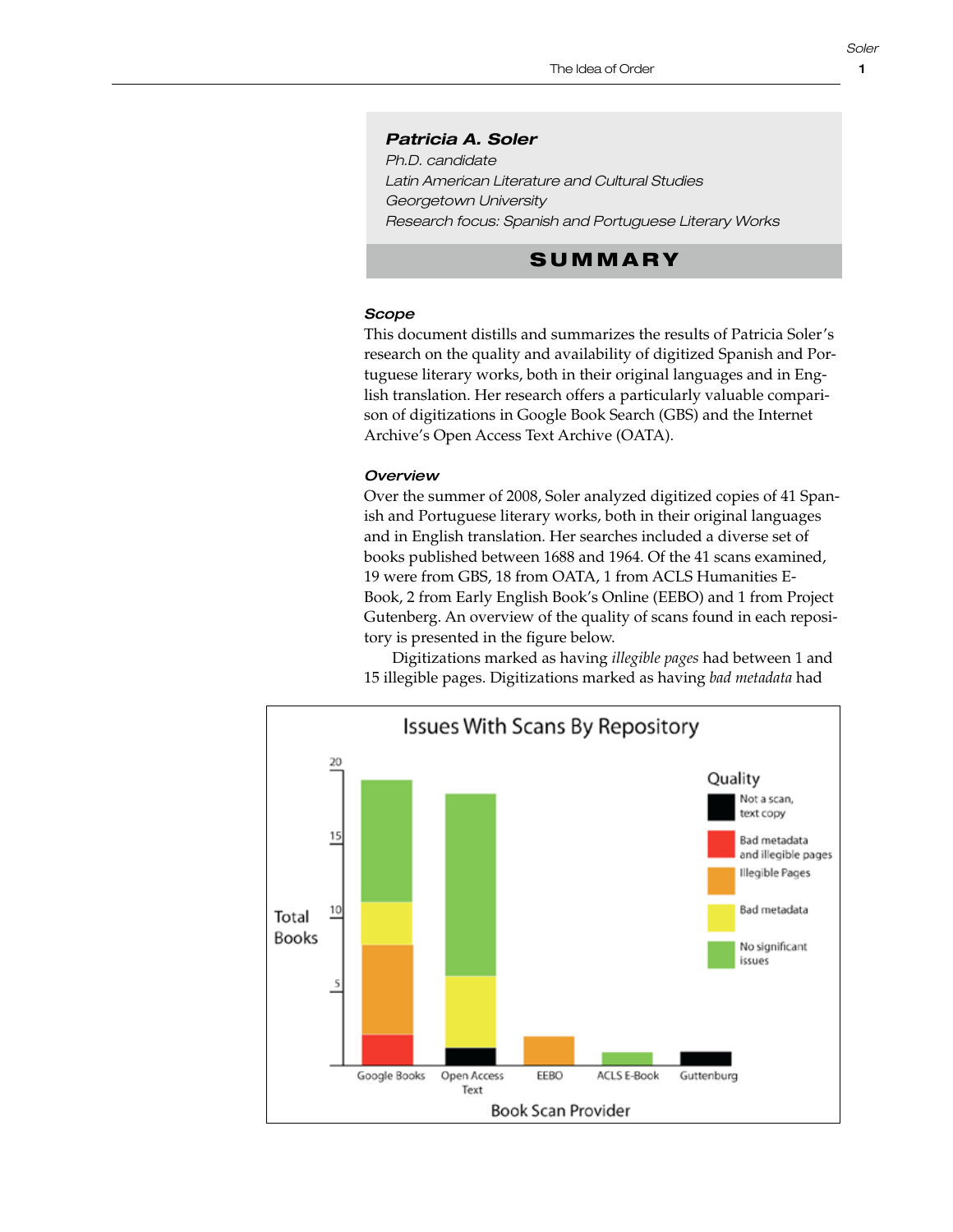**Patricia A. Soler**
*Ph.D. candidate*
*Latin American Literature and Cultural Studies*
*Georgetown University*
*Research focus: Spanish and Portuguese Literary Works*

## SUMMARY

### *Scope*

This document distills and summarizes the results of Patricia Soler's research on the quality and availability of digitized Spanish and Portuguese literary works, both in their original languages and in English translation. Her research offers a particularly valuable comparison of digitizations in Google Book Search (GBS) and the Internet Archive's Open Access Text Archive (OATA).

### *Overview*

Over the summer of 2008, Soler analyzed digitized copies of 41 Spanish and Portuguese literary works, both in their original languages and in English translation. Her searches included a diverse set of books published between 1688 and 1964. Of the 41 scans examined, 19 were from GBS, 18 from OATA, 1 from ACLS Humanities E-Book, 2 from Early English Book's Online (EEBO) and 1 from Project Gutenberg. An overview of the quality of scans found in each repository is presented in the figure below.

Digitizations marked as having *illegible pages* had between 1 and 15 illegible pages. Digitizations marked as having *bad metadata* had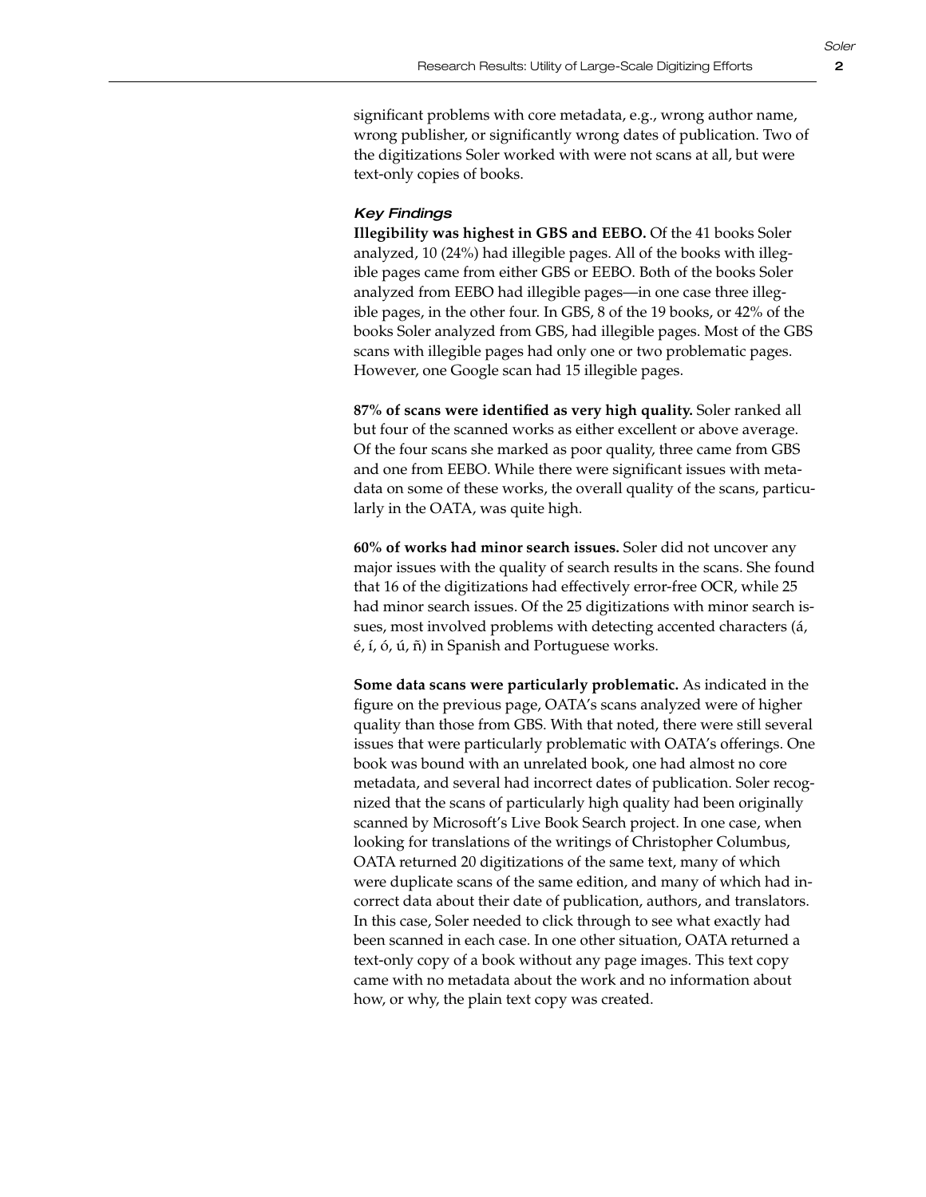significant problems with core metadata, e.g., wrong author name, wrong publisher, or significantly wrong dates of publication. Two of the digitizations Soler worked with were not scans at all, but were text-only copies of books.

### *Key Findings*

**Illegibility was highest in GBS and EEBO.** Of the 41 books Soler analyzed, 10 (24%) had illegible pages. All of the books with illegible pages came from either GBS or EEBO. Both of the books Soler analyzed from EEBO had illegible pages—in one case three illegible pages, in the other four. In GBS, 8 of the 19 books, or 42% of the books Soler analyzed from GBS, had illegible pages. Most of the GBS scans with illegible pages had only one or two problematic pages. However, one Google scan had 15 illegible pages.

**87% of scans were identified as very high quality.** Soler ranked all but four of the scanned works as either excellent or above average. Of the four scans she marked as poor quality, three came from GBS and one from EEBO. While there were significant issues with metadata on some of these works, the overall quality of the scans, particularly in the OATA, was quite high.

**60% of works had minor search issues.** Soler did not uncover any major issues with the quality of search results in the scans. She found that 16 of the digitizations had effectively error-free OCR, while 25 had minor search issues. Of the 25 digitizations with minor search issues, most involved problems with detecting accented characters (á, é, í, ó, ú, ñ) in Spanish and Portuguese works.

**Some data scans were particularly problematic.** As indicated in the figure on the previous page, OATA's scans analyzed were of higher quality than those from GBS. With that noted, there were still several issues that were particularly problematic with OATA's offerings. One book was bound with an unrelated book, one had almost no core metadata, and several had incorrect dates of publication. Soler recognized that the scans of particularly high quality had been originally scanned by Microsoft's Live Book Search project. In one case, when looking for translations of the writings of Christopher Columbus, OATA returned 20 digitizations of the same text, many of which were duplicate scans of the same edition, and many of which had incorrect data about their date of publication, authors, and translators. In this case, Soler needed to click through to see what exactly had been scanned in each case. In one other situation, OATA returned a text-only copy of a book without any page images. This text copy came with no metadata about the work and no information about how, or why, the plain text copy was created.